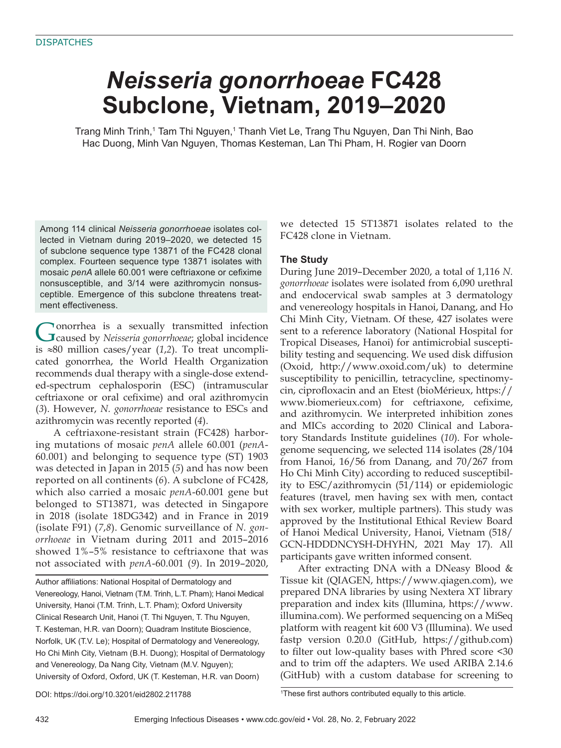DISPATCHES

# *Neisseria gonorrhoeae* FC428 Subclone, Vietnam, 2019–2020

Trang Minh Trinh,[1] Tam Thi Nguyen,[1] Thanh Viet Le, Trang Thu Nguyen, Dan Thi Ninh, Bao Hac Duong, Minh Van Nguyen, Thomas Kesteman, Lan Thi Pham, H. Rogier van Doorn

Among 114 clinical *Neisseria gonorrhoeae* isolates collected in Vietnam during 2019–2020, we detected 15 of subclone sequence type 13871 of the FC428 clonal complex. Fourteen sequence type 13871 isolates with mosaic *penA* allele 60.001 were ceftriaxone or cefixime nonsusceptible, and 3/14 were azithromycin nonsusceptible. Emergence of this subclone threatens treatment effectiveness.

Gonorrhea is a sexually transmitted infection caused by *Neisseria gonorrhoeae*; global incidence is ≈80 million cases/year (*1*,*2*). To treat uncomplicated gonorrhea, the World Health Organization recommends dual therapy with a single-dose extended-spectrum cephalosporin (ESC) (intramuscular ceftriaxone or oral cefixime) and oral azithromycin (*3*). However, *N. gonorrhoeae* resistance to ESCs and azithromycin was recently reported (*4*).

A ceftriaxone-resistant strain (FC428) harboring mutations of mosaic *penA* allele 60.001 (*penA*-60.001) and belonging to sequence type (ST) 1903 was detected in Japan in 2015 (*5*) and has now been reported on all continents (*6*). A subclone of FC428, which also carried a mosaic *penA*-60.001 gene but belonged to ST13871, was detected in Singapore in 2018 (isolate 18DG342) and in France in 2019 (isolate F91) (*7*,*8*). Genomic surveillance of *N. gonorrhoeae* in Vietnam during 2011 and 2015–2016 showed 1%–5% resistance to ceftriaxone that was not associated with *penA*-60.001 (*9*). In 2019–2020, we detected 15 ST13871 isolates related to the FC428 clone in Vietnam.

Author affiliations: National Hospital of Dermatology and Venereology, Hanoi, Vietnam (T.M. Trinh, L.T. Pham); Hanoi Medical University, Hanoi (T.M. Trinh, L.T. Pham); Oxford University Clinical Research Unit, Hanoi (T. Thi Nguyen, T. Thu Nguyen, T. Kesteman, H.R. van Doorn); Quadram Institute Bioscience, Norfolk, UK (T.V. Le); Hospital of Dermatology and Venereology, Ho Chi Minh City, Vietnam (B.H. Duong); Hospital of Dermatology and Venereology, Da Nang City, Vietnam (M.V. Nguyen); University of Oxford, Oxford, UK (T. Kesteman, H.R. van Doorn)

DOI: https://doi.org/10.3201/eid2802.211788

[1]These first authors contributed equally to this article.

## The Study

During June 2019–December 2020, a total of 1,116 *N. gonorrhoeae* isolates were isolated from 6,090 urethral and endocervical swab samples at 3 dermatology and venereology hospitals in Hanoi, Danang, and Ho Chi Minh City, Vietnam. Of these, 427 isolates were sent to a reference laboratory (National Hospital for Tropical Diseases, Hanoi) for antimicrobial susceptibility testing and sequencing. We used disk diffusion (Oxoid, http://www.oxoid.com/uk) to determine susceptibility to penicillin, tetracycline, spectinomycin, ciprofloxacin and an Etest (bioMérieux, https://www.biomerieux.com) for ceftriaxone, cefixime, and azithromycin. We interpreted inhibition zones and MICs according to 2020 Clinical and Laboratory Standards Institute guidelines (*10*). For whole-genome sequencing, we selected 114 isolates (28/104 from Hanoi, 16/56 from Danang, and 70/267 from Ho Chi Minh City) according to reduced susceptibility to ESC/azithromycin (51/114) or epidemiologic features (travel, men having sex with men, contact with sex worker, multiple partners). This study was approved by the Institutional Ethical Review Board of Hanoi Medical University, Hanoi, Vietnam (518/GCN-HDDDNCYSH-DHYHN, 2021 May 17). All participants gave written informed consent.

After extracting DNA with a DNeasy Blood & Tissue kit (QIAGEN, https://www.qiagen.com), we prepared DNA libraries by using Nextera XT library preparation and index kits (Illumina, https://www.illumina.com). We performed sequencing on a MiSeq platform with reagent kit 600 V3 (Illumina). We used fastp version 0.20.0 (GitHub, https://github.com) to filter out low-quality bases with Phred score <30 and to trim off the adapters. We used ARIBA 2.14.6 (GitHub) with a custom database for screening to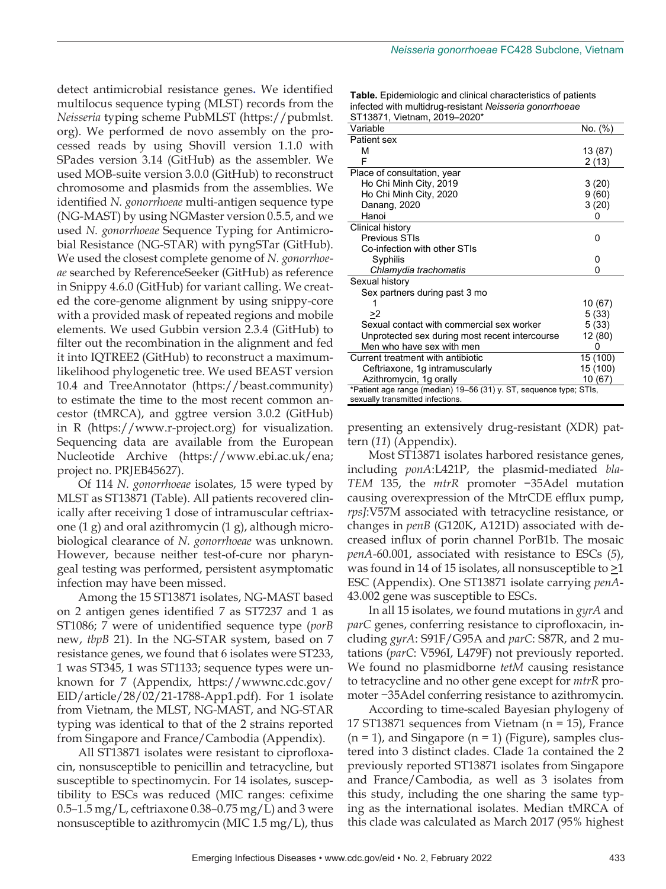detect antimicrobial resistance genes. We identified multilocus sequence typing (MLST) records from the *Neisseria* typing scheme PubMLST (https://pubmlst.org). We performed de novo assembly on the processed reads by using Shovill version 1.1.0 with SPades version 3.14 (GitHub) as the assembler. We used MOB-suite version 3.0.0 (GitHub) to reconstruct chromosome and plasmids from the assemblies. We identified *N. gonorrhoeae* multi-antigen sequence type (NG-MAST) by using NGMaster version 0.5.5, and we used *N. gonorrhoeae* Sequence Typing for Antimicrobial Resistance (NG-STAR) with pyngSTar (GitHub). We used the closest complete genome of *N. gonorrhoeae* searched by ReferenceSeeker (GitHub) as reference in Snippy 4.6.0 (GitHub) for variant calling. We created the core-genome alignment by using snippy-core with a provided mask of repeated regions and mobile elements. We used Gubbin version 2.3.4 (GitHub) to filter out the recombination in the alignment and fed it into IQTREE2 (GitHub) to reconstruct a maximum-likelihood phylogenetic tree. We used BEAST version 10.4 and TreeAnnotator (https://beast.community) to estimate the time to the most recent common ancestor (tMRCA), and ggtree version 3.0.2 (GitHub) in R (https://www.r-project.org) for visualization. Sequencing data are available from the European Nucleotide Archive (https://www.ebi.ac.uk/ena; project no. PRJEB45627).

Of 114 *N. gonorrhoeae* isolates, 15 were typed by MLST as ST13871 (Table). All patients recovered clinically after receiving 1 dose of intramuscular ceftriaxone (1 g) and oral azithromycin (1 g), although microbiological clearance of *N. gonorrhoeae* was unknown. However, because neither test-of-cure nor pharyngeal testing was performed, persistent asymptomatic infection may have been missed.

Among the 15 ST13871 isolates, NG-MAST based on 2 antigen genes identified 7 as ST7237 and 1 as ST1086; 7 were of unidentified sequence type (*porB* new, *tbpB* 21). In the NG-STAR system, based on 7 resistance genes, we found that 6 isolates were ST233, 1 was ST345, 1 was ST1133; sequence types were unknown for 7 (Appendix, https://wwwnc.cdc.gov/EID/article/28/02/21-1788-App1.pdf). For 1 isolate from Vietnam, the MLST, NG-MAST, and NG-STAR typing was identical to that of the 2 strains reported from Singapore and France/Cambodia (Appendix).

All ST13871 isolates were resistant to ciprofloxacin, nonsusceptible to penicillin and tetracycline, but susceptible to spectinomycin. For 14 isolates, susceptibility to ESCs was reduced (MIC ranges: cefixime 0.5–1.5 mg/L, ceftriaxone 0.38–0.75 mg/L) and 3 were nonsusceptible to azithromycin (MIC 1.5 mg/L), thus presenting an extensively drug-resistant (XDR) pattern (*11*) (Appendix).

**Table.** Epidemiologic and clinical characteristics of patients infected with multidrug-resistant *Neisseria gonorrhoeae* ST13871, Vietnam, 2019–2020*

| Variable | No. (%) |
|---|---|
| Patient sex | |
| M | 13 (87) |
| F | 2 (13) |
| Place of consultation, year | |
| Ho Chi Minh City, 2019 | 3 (20) |
| Ho Chi Minh City, 2020 | 9 (60) |
| Danang, 2020 | 3 (20) |
| Hanoi | 0 |
| Clinical history | |
| Previous STIs | 0 |
| Co-infection with other STIs | |
| Syphilis | 0 |
| *Chlamydia trachomatis* | 0 |
| Sexual history | |
| Sex partners during past 3 mo | |
| 1 | 10 (67) |
| ≥2 | 5 (33) |
| Sexual contact with commercial sex worker | 5 (33) |
| Unprotected sex during most recent intercourse | 12 (80) |
| Men who have sex with men | 0 |
| Current treatment with antibiotic | 15 (100) |
| Ceftriaxone, 1g intramuscularly | 15 (100) |
| Azithromycin, 1g orally | 10 (67) |

*Patient age range (median) 19–56 (31) y. ST, sequence type; STIs, sexually transmitted infections.

Most ST13871 isolates harbored resistance genes, including *ponA*:L421P, the plasmid-mediated *bla-TEM* 135, the *mtrR* promoter −35Adel mutation causing overexpression of the MtrCDE efflux pump, *rpsJ*:V57M associated with tetracycline resistance, or changes in *penB* (G120K, A121D) associated with decreased influx of porin channel PorB1b. The mosaic *penA*-60.001, associated with resistance to ESCs (*5*), was found in 14 of 15 isolates, all nonsusceptible to ≥1 ESC (Appendix). One ST13871 isolate carrying *penA*-43.002 gene was susceptible to ESCs.

In all 15 isolates, we found mutations in *gyrA* and *parC* genes, conferring resistance to ciprofloxacin, including *gyrA*: S91F/G95A and *parC*: S87R, and 2 mutations (*parC*: V596I, L479F) not previously reported. We found no plasmidborne *tetM* causing resistance to tetracycline and no other gene except for *mtrR* promoter −35Adel conferring resistance to azithromycin.

According to time-scaled Bayesian phylogeny of 17 ST13871 sequences from Vietnam (n = 15), France (n = 1), and Singapore (n = 1) (Figure), samples clustered into 3 distinct clades. Clade 1a contained the 2 previously reported ST13871 isolates from Singapore and France/Cambodia, as well as 3 isolates from this study, including the one sharing the same typing as the international isolates. Median tMRCA of this clade was calculated as March 2017 (95% highest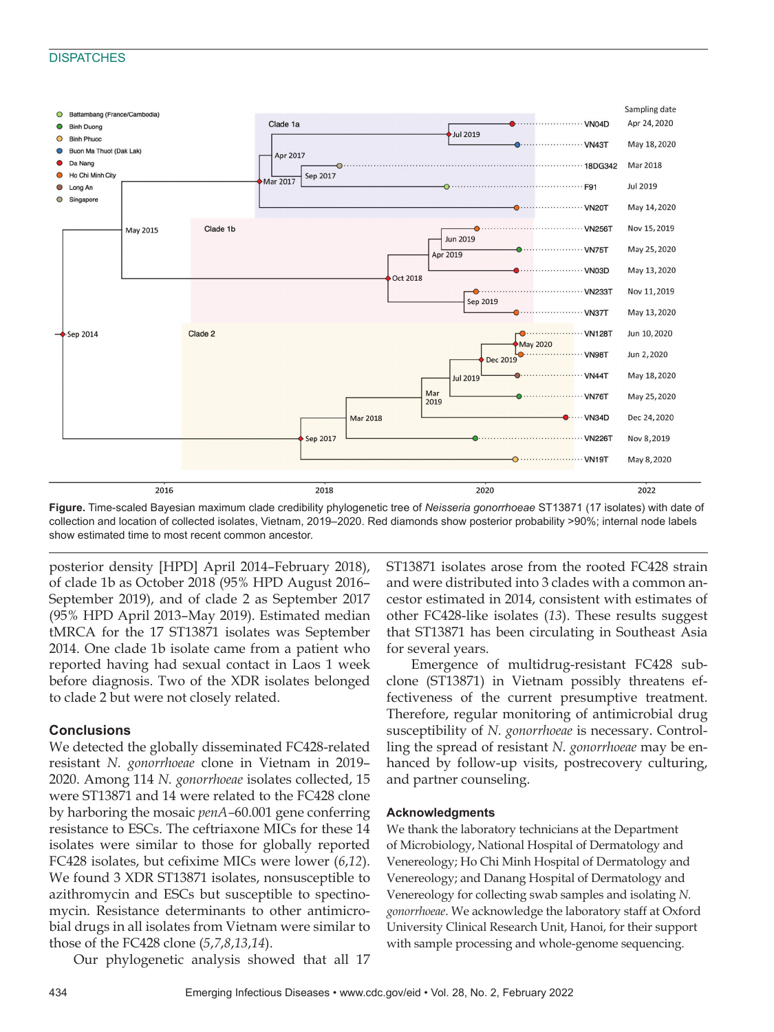**Figure.** Time-scaled Bayesian maximum clade credibility phylogenetic tree of *Neisseria gonorrhoeae* ST13871 (17 isolates) with date of collection and location of collected isolates, Vietnam, 2019–2020. Red diamonds show posterior probability >90%; internal node labels show estimated time to most recent common ancestor.

posterior density [HPD] April 2014–February 2018), of clade 1b as October 2018 (95% HPD August 2016–September 2019), and of clade 2 as September 2017 (95% HPD April 2013–May 2019). Estimated median tMRCA for the 17 ST13871 isolates was September 2014. One clade 1b isolate came from a patient who reported having had sexual contact in Laos 1 week before diagnosis. Two of the XDR isolates belonged to clade 2 but were not closely related.

## Conclusions

We detected the globally disseminated FC428-related resistant *N. gonorrhoeae* clone in Vietnam in 2019–2020. Among 114 *N. gonorrhoeae* isolates collected, 15 were ST13871 and 14 were related to the FC428 clone by harboring the mosaic *penA*–60.001 gene conferring resistance to ESCs. The ceftriaxone MICs for these 14 isolates were similar to those for globally reported FC428 isolates, but cefixime MICs were lower (*6*,*12*). We found 3 XDR ST13871 isolates, nonsusceptible to azithromycin and ESCs but susceptible to spectinomycin. Resistance determinants to other antimicrobial drugs in all isolates from Vietnam were similar to those of the FC428 clone (*5*,*7*,*8*,*13*,*14*).

Our phylogenetic analysis showed that all 17 ST13871 isolates arose from the rooted FC428 strain and were distributed into 3 clades with a common ancestor estimated in 2014, consistent with estimates of other FC428-like isolates (*13*). These results suggest that ST13871 has been circulating in Southeast Asia for several years.

Emergence of multidrug-resistant FC428 subclone (ST13871) in Vietnam possibly threatens effectiveness of the current presumptive treatment. Therefore, regular monitoring of antimicrobial drug susceptibility of *N. gonorrhoeae* is necessary. Controlling the spread of resistant *N. gonorrhoeae* may be enhanced by follow-up visits, postrecovery culturing, and partner counseling.

### Acknowledgments

We thank the laboratory technicians at the Department of Microbiology, National Hospital of Dermatology and Venereology; Ho Chi Minh Hospital of Dermatology and Venereology; and Danang Hospital of Dermatology and Venereology for collecting swab samples and isolating *N. gonorrhoeae*. We acknowledge the laboratory staff at Oxford University Clinical Research Unit, Hanoi, for their support with sample processing and whole-genome sequencing.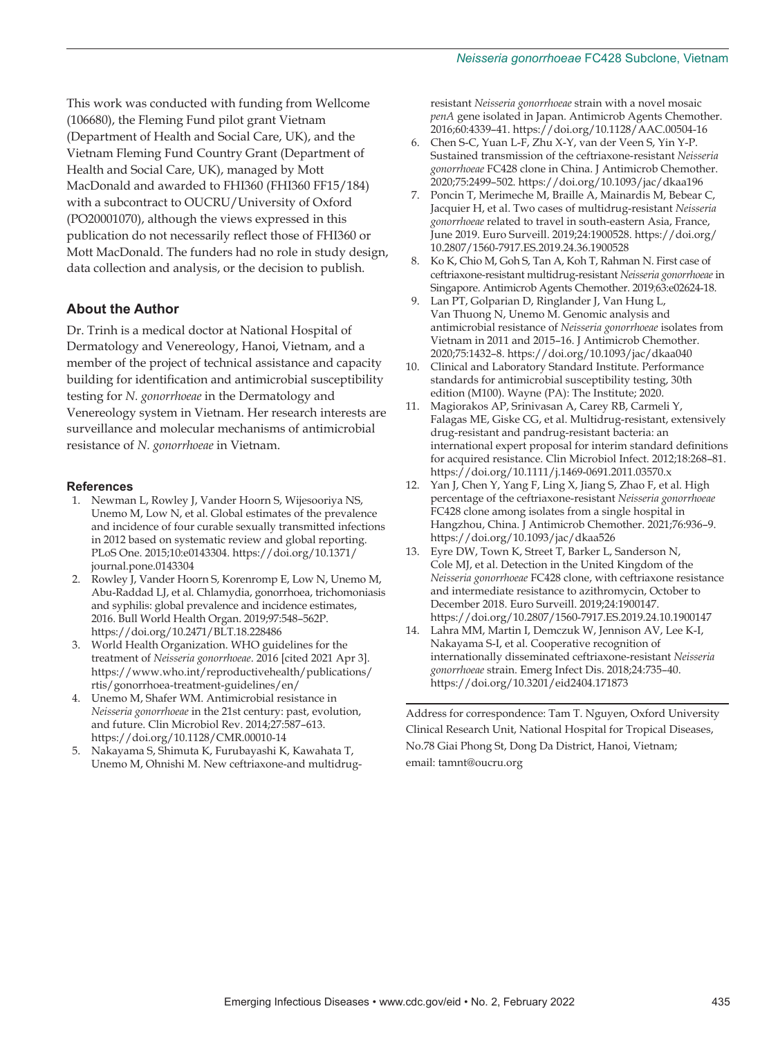This work was conducted with funding from Wellcome (106680), the Fleming Fund pilot grant Vietnam (Department of Health and Social Care, UK), and the Vietnam Fleming Fund Country Grant (Department of Health and Social Care, UK), managed by Mott MacDonald and awarded to FHI360 (FHI360 FF15/184) with a subcontract to OUCRU/University of Oxford (PO20001070), although the views expressed in this publication do not necessarily reflect those of FHI360 or Mott MacDonald. The funders had no role in study design, data collection and analysis, or the decision to publish.

## About the Author

Dr. Trinh is a medical doctor at National Hospital of Dermatology and Venereology, Hanoi, Vietnam, and a member of the project of technical assistance and capacity building for identification and antimicrobial susceptibility testing for *N. gonorrhoeae* in the Dermatology and Venereology system in Vietnam. Her research interests are surveillance and molecular mechanisms of antimicrobial resistance of *N. gonorrhoeae* in Vietnam.

### References

1. Newman L, Rowley J, Vander Hoorn S, Wijesooriya NS, Unemo M, Low N, et al. Global estimates of the prevalence and incidence of four curable sexually transmitted infections in 2012 based on systematic review and global reporting. PLoS One. 2015;10:e0143304. https://doi.org/10.1371/journal.pone.0143304
2. Rowley J, Vander Hoorn S, Korenromp E, Low N, Unemo M, Abu-Raddad LJ, et al. Chlamydia, gonorrhoea, trichomoniasis and syphilis: global prevalence and incidence estimates, 2016. Bull World Health Organ. 2019;97:548–562P. https://doi.org/10.2471/BLT.18.228486
3. World Health Organization. WHO guidelines for the treatment of *Neisseria gonorrhoeae*. 2016 [cited 2021 Apr 3]. https://www.who.int/reproductivehealth/publications/rtis/gonorrhoea-treatment-guidelines/en/
4. Unemo M, Shafer WM. Antimicrobial resistance in *Neisseria gonorrhoeae* in the 21st century: past, evolution, and future. Clin Microbiol Rev. 2014;27:587–613. https://doi.org/10.1128/CMR.00010-14
5. Nakayama S, Shimuta K, Furubayashi K, Kawahata T, Unemo M, Ohnishi M. New ceftriaxone-and multidrug-resistant *Neisseria gonorrhoeae* strain with a novel mosaic *penA* gene isolated in Japan. Antimicrob Agents Chemother. 2016;60:4339–41. https://doi.org/10.1128/AAC.00504-16
6. Chen S-C, Yuan L-F, Zhu X-Y, van der Veen S, Yin Y-P. Sustained transmission of the ceftriaxone-resistant *Neisseria gonorrhoeae* FC428 clone in China. J Antimicrob Chemother. 2020;75:2499–502. https://doi.org/10.1093/jac/dkaa196
7. Poncin T, Merimeche M, Braille A, Mainardis M, Bebear C, Jacquier H, et al. Two cases of multidrug-resistant *Neisseria gonorrhoeae* related to travel in south-eastern Asia, France, June 2019. Euro Surveill. 2019;24:1900528. https://doi.org/10.2807/1560-7917.ES.2019.24.36.1900528
8. Ko K, Chio M, Goh S, Tan A, Koh T, Rahman N. First case of ceftriaxone-resistant multidrug-resistant *Neisseria gonorrhoeae* in Singapore. Antimicrob Agents Chemother. 2019;63:e02624-18.
9. Lan PT, Golparian D, Ringlander J, Van Hung L, Van Thuong N, Unemo M. Genomic analysis and antimicrobial resistance of *Neisseria gonorrhoeae* isolates from Vietnam in 2011 and 2015–16. J Antimicrob Chemother. 2020;75:1432–8. https://doi.org/10.1093/jac/dkaa040
10. Clinical and Laboratory Standard Institute. Performance standards for antimicrobial susceptibility testing, 30th edition (M100). Wayne (PA): The Institute; 2020.
11. Magiorakos AP, Srinivasan A, Carey RB, Carmeli Y, Falagas ME, Giske CG, et al. Multidrug-resistant, extensively drug-resistant and pandrug-resistant bacteria: an international expert proposal for interim standard definitions for acquired resistance. Clin Microbiol Infect. 2012;18:268–81. https://doi.org/10.1111/j.1469-0691.2011.03570.x
12. Yan J, Chen Y, Yang F, Ling X, Jiang S, Zhao F, et al. High percentage of the ceftriaxone-resistant *Neisseria gonorrhoeae* FC428 clone among isolates from a single hospital in Hangzhou, China. J Antimicrob Chemother. 2021;76:936–9. https://doi.org/10.1093/jac/dkaa526
13. Eyre DW, Town K, Street T, Barker L, Sanderson N, Cole MJ, et al. Detection in the United Kingdom of the *Neisseria gonorrhoeae* FC428 clone, with ceftriaxone resistance and intermediate resistance to azithromycin, October to December 2018. Euro Surveill. 2019;24:1900147. https://doi.org/10.2807/1560-7917.ES.2019.24.10.1900147
14. Lahra MM, Martin I, Demczuk W, Jennison AV, Lee K-I, Nakayama S-I, et al. Cooperative recognition of internationally disseminated ceftriaxone-resistant *Neisseria gonorrhoeae* strain. Emerg Infect Dis. 2018;24:735–40. https://doi.org/10.3201/eid2404.171873

Address for correspondence: Tam T. Nguyen, Oxford University Clinical Research Unit, National Hospital for Tropical Diseases, No.78 Giai Phong St, Dong Da District, Hanoi, Vietnam; email: tamnt@oucru.org